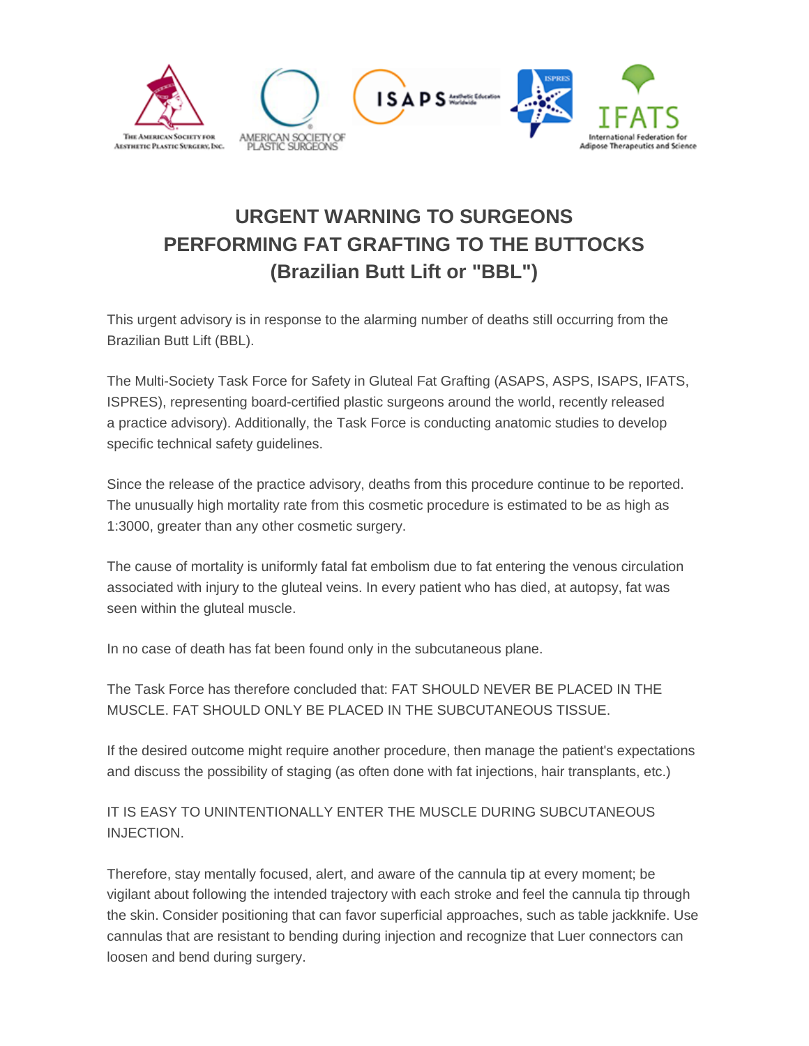# URGENT WARNING TO SURGEONS PERFORMING FAT GRAFTING TO THE BUTTOCKS (Brazilian Butt Lift or "BBL")

This urgent advisory is in response to the alarming number of deaths still occurring from the Brazilian Butt Lift (BBL).

The Multi-Society Task Force for Safety in Gluteal Fat Grafting (ASAPS, ASPS, ISAPS, IFATS, ISPRES), representing board-certified plastic surgeons around the world, recently released a practice advisory). Additionally, the Task Force is conducting anatomic studies to develop specific technical safety guidelines.

Since the release of the practice advisory, deaths from this procedure continue to be reported. The unusually high mortality rate from this cosmetic procedure is estimated to be as high as 1:3000, greater than any other cosmetic surgery.

The cause of mortality is uniformly fatal fat embolism due to fat entering the venous circulation associated with injury to the gluteal veins. In every patient who has died, at autopsy, fat was seen within the gluteal muscle.

In no case of death has fat been found only in the subcutaneous plane.

The Task Force has therefore concluded that: FAT SHOULD NEVER BE PLACED IN THE MUSCLE. FAT SHOULD ONLY BE PLACED IN THE SUBCUTANEOUS TISSUE.

If the desired outcome might require another procedure, then manage the patient's expectations and discuss the possibility of staging (as often done with fat injections, hair transplants, etc.)

IT IS EASY TO UNINTENTIONALLY ENTER THE MUSCLE DURING SUBCUTANEOUS INJECTION.

Therefore, stay mentally focused, alert, and aware of the cannula tip at every moment; be vigilant about following the intended trajectory with each stroke and feel the cannula tip through the skin. Consider positioning that can favor superficial approaches, such as table jackknife. Use cannulas that are resistant to bending during injection and recognize that Luer connectors can loosen and bend during surgery.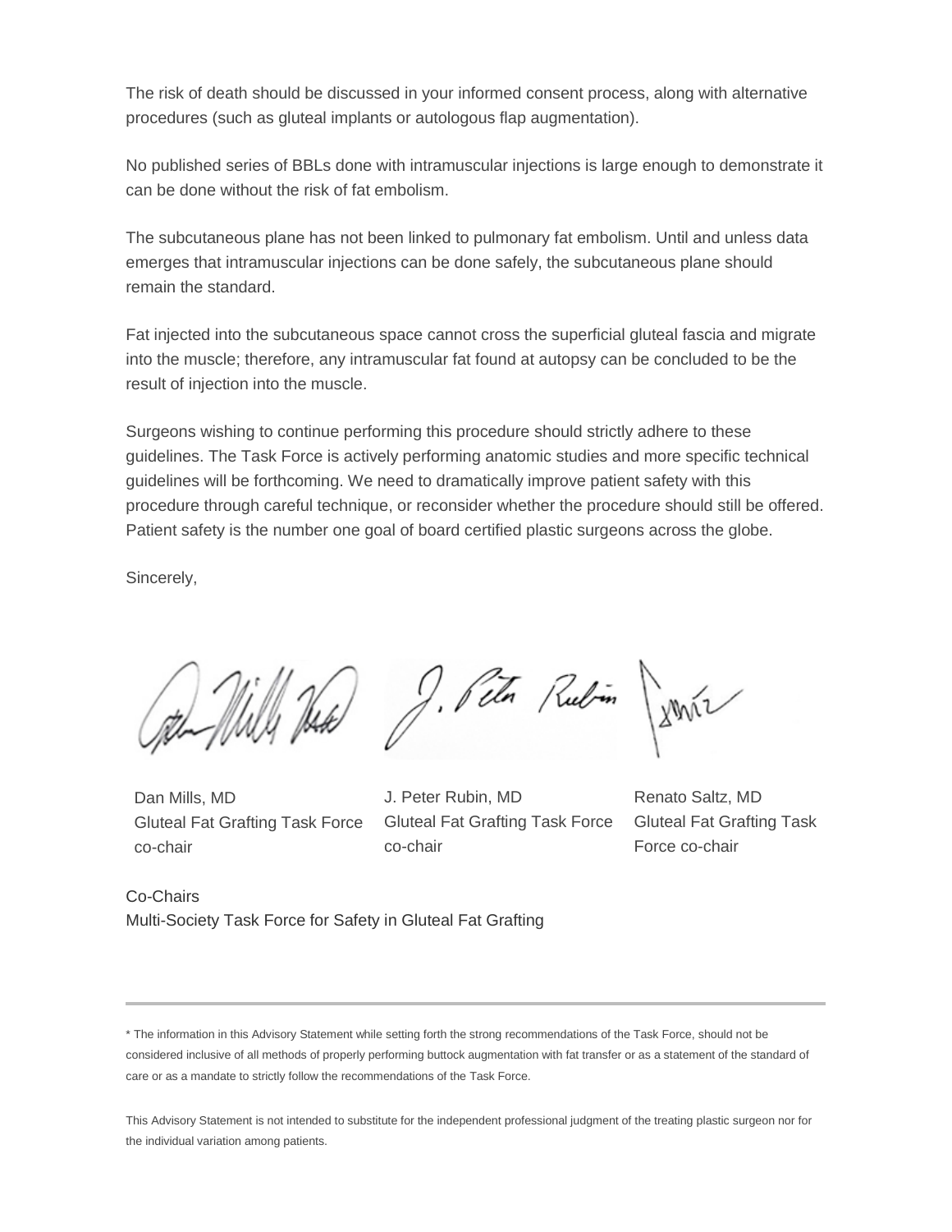The risk of death should be discussed in your informed consent process, along with alternative procedures (such as gluteal implants or autologous flap augmentation).

No published series of BBLs done with intramuscular injections is large enough to demonstrate it can be done without the risk of fat embolism.

The subcutaneous plane has not been linked to pulmonary fat embolism. Until and unless data emerges that intramuscular injections can be done safely, the subcutaneous plane should remain the standard.

Fat injected into the subcutaneous space cannot cross the superficial gluteal fascia and migrate into the muscle; therefore, any intramuscular fat found at autopsy can be concluded to be the result of injection into the muscle.

Surgeons wishing to continue performing this procedure should strictly adhere to these guidelines. The Task Force is actively performing anatomic studies and more specific technical guidelines will be forthcoming. We need to dramatically improve patient safety with this procedure through careful technique, or reconsider whether the procedure should still be offered. Patient safety is the number one goal of board certified plastic surgeons across the globe.

Sincerely,

| Dan Mills, MD<br>Gluteal Fat Grafting Task Force co-chair | J. Peter Rubin, MD<br>Gluteal Fat Grafting Task Force co-chair | Renato Saltz, MD<br>Gluteal Fat Grafting Task Force co-chair |
|---|---|---|

Co-Chairs
Multi-Society Task Force for Safety in Gluteal Fat Grafting

---

* The information in this Advisory Statement while setting forth the strong recommendations of the Task Force, should not be considered inclusive of all methods of properly performing buttock augmentation with fat transfer or as a statement of the standard of care or as a mandate to strictly follow the recommendations of the Task Force.

This Advisory Statement is not intended to substitute for the independent professional judgment of the treating plastic surgeon nor for the individual variation among patients.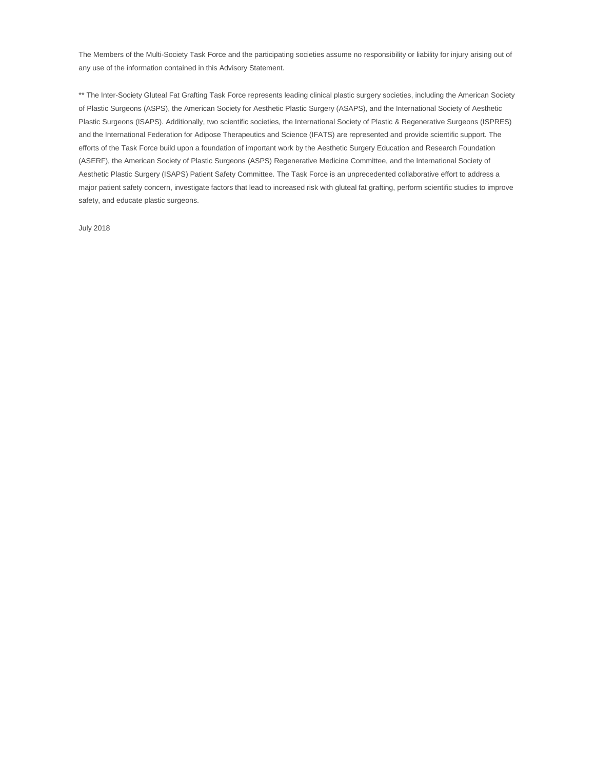The Members of the Multi-Society Task Force and the participating societies assume no responsibility or liability for injury arising out of any use of the information contained in this Advisory Statement.

** The Inter-Society Gluteal Fat Grafting Task Force represents leading clinical plastic surgery societies, including the American Society of Plastic Surgeons (ASPS), the American Society for Aesthetic Plastic Surgery (ASAPS), and the International Society of Aesthetic Plastic Surgeons (ISAPS). Additionally, two scientific societies, the International Society of Plastic & Regenerative Surgeons (ISPRES) and the International Federation for Adipose Therapeutics and Science (IFATS) are represented and provide scientific support. The efforts of the Task Force build upon a foundation of important work by the Aesthetic Surgery Education and Research Foundation (ASERF), the American Society of Plastic Surgeons (ASPS) Regenerative Medicine Committee, and the International Society of Aesthetic Plastic Surgery (ISAPS) Patient Safety Committee. The Task Force is an unprecedented collaborative effort to address a major patient safety concern, investigate factors that lead to increased risk with gluteal fat grafting, perform scientific studies to improve safety, and educate plastic surgeons.

July 2018